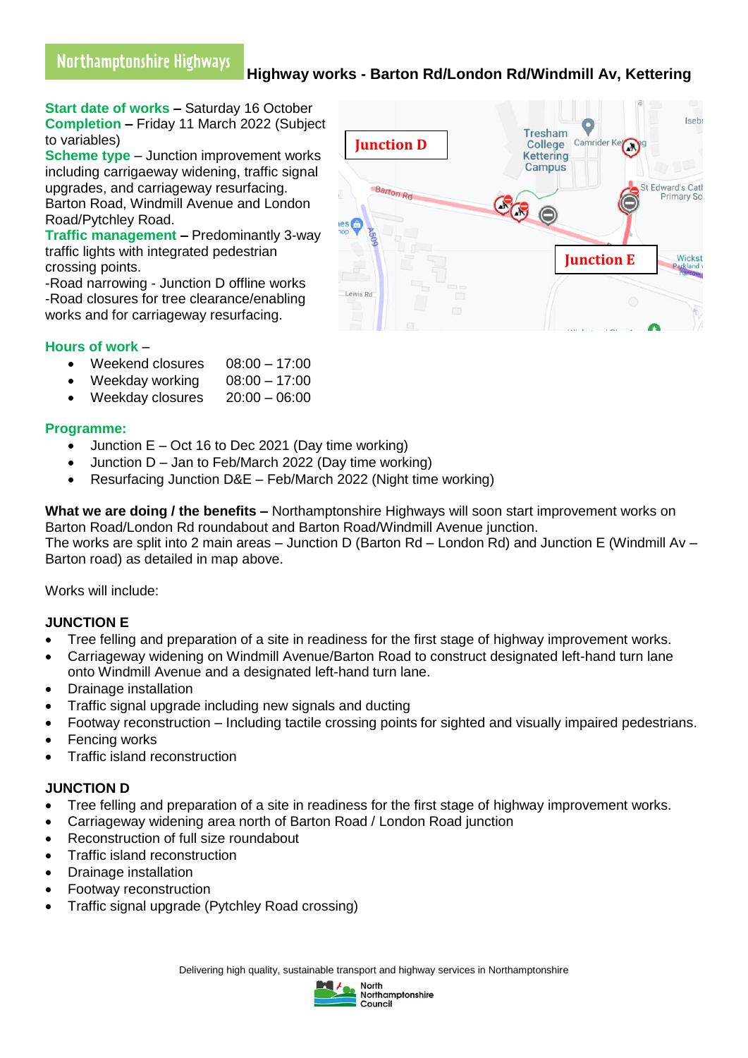# Northamptonshire Highways

## Highway works - Barton Rd/London Rd/Windmill Av, Kettering

**Start date of works** – Saturday 16 October
**Completion** – Friday 11 March 2022 (Subject to variables)
**Scheme type** – Junction improvement works including carrigageway widening, traffic signal upgrades, and carriageway resurfacing. Barton Road, Windmill Avenue and London Road/Pytchley Road.
**Traffic management** – Predominantly 3-way traffic lights with integrated pedestrian crossing points.
-Road narrowing - Junction D offline works
-Road closures for tree clearance/enabling works and for carriageway resurfacing.

**Hours of work** –

- Weekend closures 08:00 – 17:00
- Weekday working 08:00 – 17:00
- Weekday closures 20:00 – 06:00

**Programme:**

- Junction E – Oct 16 to Dec 2021 (Day time working)
- Junction D – Jan to Feb/March 2022 (Day time working)
- Resurfacing Junction D&E – Feb/March 2022 (Night time working)

**What we are doing / the benefits –** Northamptonshire Highways will soon start improvement works on Barton Road/London Rd roundabout and Barton Road/Windmill Avenue junction.
The works are split into 2 main areas – Junction D (Barton Rd – London Rd) and Junction E (Windmill Av – Barton road) as detailed in map above.

Works will include:

**JUNCTION E**

- Tree felling and preparation of a site in readiness for the first stage of highway improvement works.
- Carriageway widening on Windmill Avenue/Barton Road to construct designated left-hand turn lane onto Windmill Avenue and a designated left-hand turn lane.
- Drainage installation
- Traffic signal upgrade including new signals and ducting
- Footway reconstruction – Including tactile crossing points for sighted and visually impaired pedestrians.
- Fencing works
- Traffic island reconstruction

**JUNCTION D**

- Tree felling and preparation of a site in readiness for the first stage of highway improvement works.
- Carriageway widening area north of Barton Road / London Road junction
- Reconstruction of full size roundabout
- Traffic island reconstruction
- Drainage installation
- Footway reconstruction
- Traffic signal upgrade (Pytchley Road crossing)

Delivering high quality, sustainable transport and highway services in Northamptonshire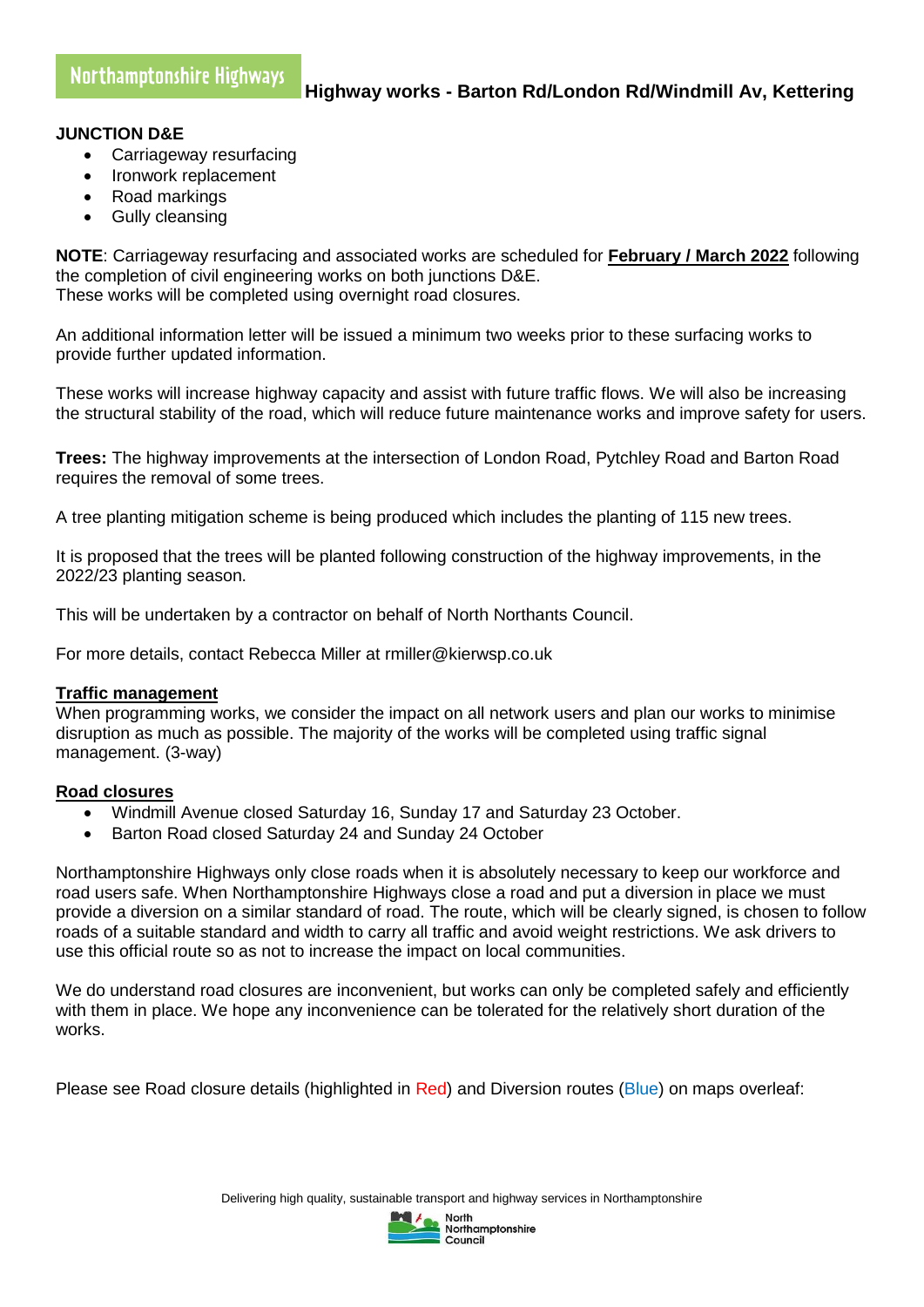Northamptonshire Highways **Highway works - Barton Rd/London Rd/Windmill Av, Kettering**

**JUNCTION D&E**

- Carriageway resurfacing
- Ironwork replacement
- Road markings
- Gully cleansing

**NOTE**: Carriageway resurfacing and associated works are scheduled for **February / March 2022** following the completion of civil engineering works on both junctions D&E.
These works will be completed using overnight road closures.

An additional information letter will be issued a minimum two weeks prior to these surfacing works to provide further updated information.

These works will increase highway capacity and assist with future traffic flows. We will also be increasing the structural stability of the road, which will reduce future maintenance works and improve safety for users.

**Trees:** The highway improvements at the intersection of London Road, Pytchley Road and Barton Road requires the removal of some trees.

A tree planting mitigation scheme is being produced which includes the planting of 115 new trees.

It is proposed that the trees will be planted following construction of the highway improvements, in the 2022/23 planting season.

This will be undertaken by a contractor on behalf of North Northants Council.

For more details, contact Rebecca Miller at rmiller@kierwsp.co.uk

**Traffic management**

When programming works, we consider the impact on all network users and plan our works to minimise disruption as much as possible. The majority of the works will be completed using traffic signal management. (3-way)

**Road closures**

- Windmill Avenue closed Saturday 16, Sunday 17 and Saturday 23 October.
- Barton Road closed Saturday 24 and Sunday 24 October

Northamptonshire Highways only close roads when it is absolutely necessary to keep our workforce and road users safe. When Northamptonshire Highways close a road and put a diversion in place we must provide a diversion on a similar standard of road. The route, which will be clearly signed, is chosen to follow roads of a suitable standard and width to carry all traffic and avoid weight restrictions. We ask drivers to use this official route so as not to increase the impact on local communities.

We do understand road closures are inconvenient, but works can only be completed safely and efficiently with them in place. We hope any inconvenience can be tolerated for the relatively short duration of the works.

Please see Road closure details (highlighted in Red) and Diversion routes (Blue) on maps overleaf: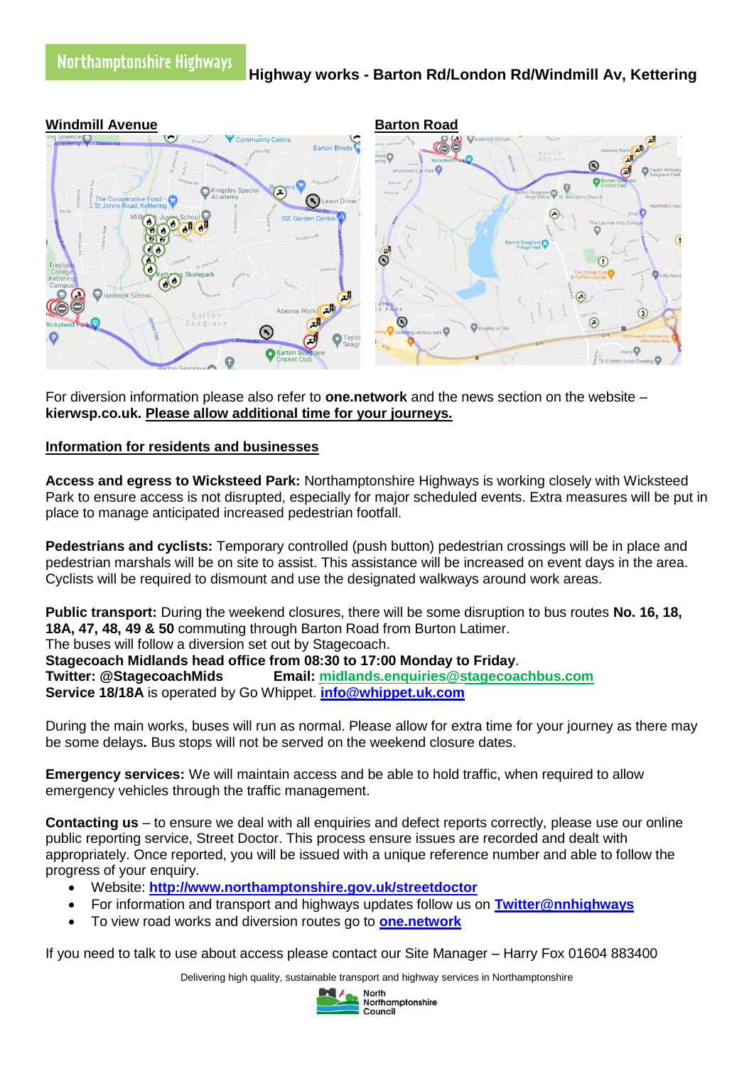Northamptonshire Highways

# Highway works - Barton Rd/London Rd/Windmill Av, Kettering

**Windmill Avenue**

**Barton Road**

For diversion information please also refer to **one.network** and the news section on the website – **kierwsp.co.uk.** **Please allow additional time for your journeys.**

## Information for residents and businesses

**Access and egress to Wicksteed Park:** Northamptonshire Highways is working closely with Wicksteed Park to ensure access is not disrupted, especially for major scheduled events. Extra measures will be put in place to manage anticipated increased pedestrian footfall.

**Pedestrians and cyclists:** Temporary controlled (push button) pedestrian crossings will be in place and pedestrian marshals will be on site to assist. This assistance will be increased on event days in the area. Cyclists will be required to dismount and use the designated walkways around work areas.

**Public transport:** During the weekend closures, there will be some disruption to bus routes **No. 16, 18, 18A, 47, 48, 49 & 50** commuting through Barton Road from Burton Latimer.
The buses will follow a diversion set out by Stagecoach.
**Stagecoach Midlands head office from 08:30 to 17:00 Monday to Friday**.
**Twitter: @StagecoachMids** **Email: midlands.enquiries@stagecoachbus.com**
**Service 18/18A** is operated by Go Whippet. **info@whippet.uk.com**

During the main works, buses will run as normal. Please allow for extra time for your journey as there may be some delays**.** Bus stops will not be served on the weekend closure dates.

**Emergency services:** We will maintain access and be able to hold traffic, when required to allow emergency vehicles through the traffic management.

**Contacting us** – to ensure we deal with all enquiries and defect reports correctly, please use our online public reporting service, Street Doctor. This process ensure issues are recorded and dealt with appropriately. Once reported, you will be issued with a unique reference number and able to follow the progress of your enquiry.

- Website: **http://www.northamptonshire.gov.uk/streetdoctor**
- For information and transport and highways updates follow us on **Twitter@nnhighways**
- To view road works and diversion routes go to **one.network**

If you need to talk to use about access please contact our Site Manager – Harry Fox 01604 883400

Delivering high quality, sustainable transport and highway services in Northamptonshire

North Northamptonshire Council